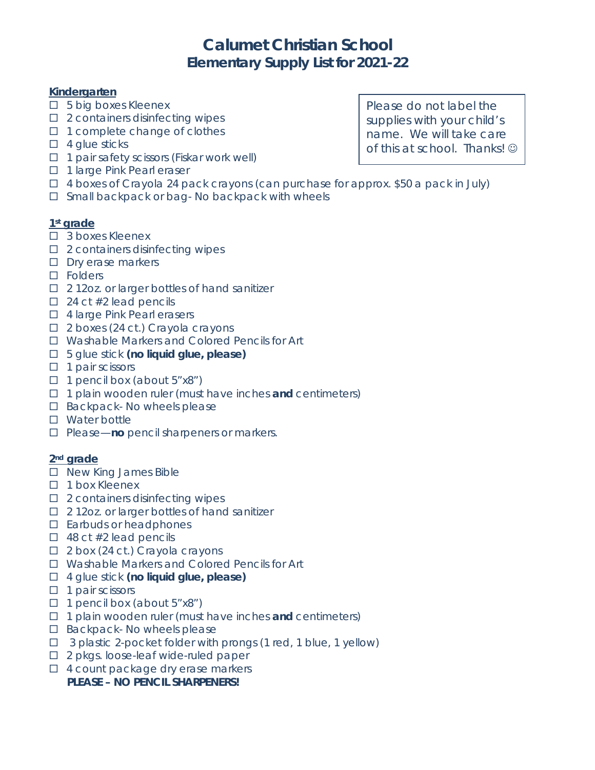# Calumet Christian School
## Elementary Supply List for 2021-22

Please do not label the supplies with your child's name. We will take care of this at school. Thanks! ☺

### Kindergarten

- ☐ 5 big boxes Kleenex
- ☐ 2 containers disinfecting wipes
- ☐ 1 complete change of clothes
- ☐ 4 glue sticks
- ☐ 1 pair safety scissors (Fiskar work well)
- ☐ 1 large Pink Pearl eraser
- ☐ 4 boxes of Crayola 24 pack crayons (can purchase for approx. $50 a pack in July)
- ☐ Small backpack or bag- No backpack with wheels

### 1st grade

- ☐ 3 boxes Kleenex
- ☐ 2 containers disinfecting wipes
- ☐ Dry erase markers
- ☐ Folders
- ☐ 2 12oz. or larger bottles of hand sanitizer
- ☐ 24 ct #2 lead pencils
- ☐ 4 large Pink Pearl erasers
- ☐ 2 boxes (24 ct.) Crayola crayons
- ☐ Washable Markers and Colored Pencils for Art
- ☐ 5 glue stick **(no liquid glue, please)**
- ☐ 1 pair scissors
- ☐ 1 pencil box (about 5"x8")
- ☐ 1 plain wooden ruler (must have inches **and** centimeters)
- ☐ Backpack- No wheels please
- ☐ Water bottle
- ☐ Please—**no** pencil sharpeners or markers.

### 2nd grade

- ☐ New King James Bible
- ☐ 1 box Kleenex
- ☐ 2 containers disinfecting wipes
- ☐ 2 12oz. or larger bottles of hand sanitizer
- ☐ Earbuds or headphones
- ☐ 48 ct #2 lead pencils
- ☐ 2 box (24 ct.) Crayola crayons
- ☐ Washable Markers and Colored Pencils for Art
- ☐ 4 glue stick **(no liquid glue, please)**
- ☐ 1 pair scissors
- ☐ 1 pencil box (about 5"x8")
- ☐ 1 plain wooden ruler (must have inches **and** centimeters)
- ☐ Backpack- No wheels please
- ☐ 3 plastic 2-pocket folder with prongs (1 red, 1 blue, 1 yellow)
- ☐ 2 pkgs. loose-leaf wide-ruled paper
- ☐ 4 count package dry erase markers

**PLEASE – NO PENCIL SHARPENERS!**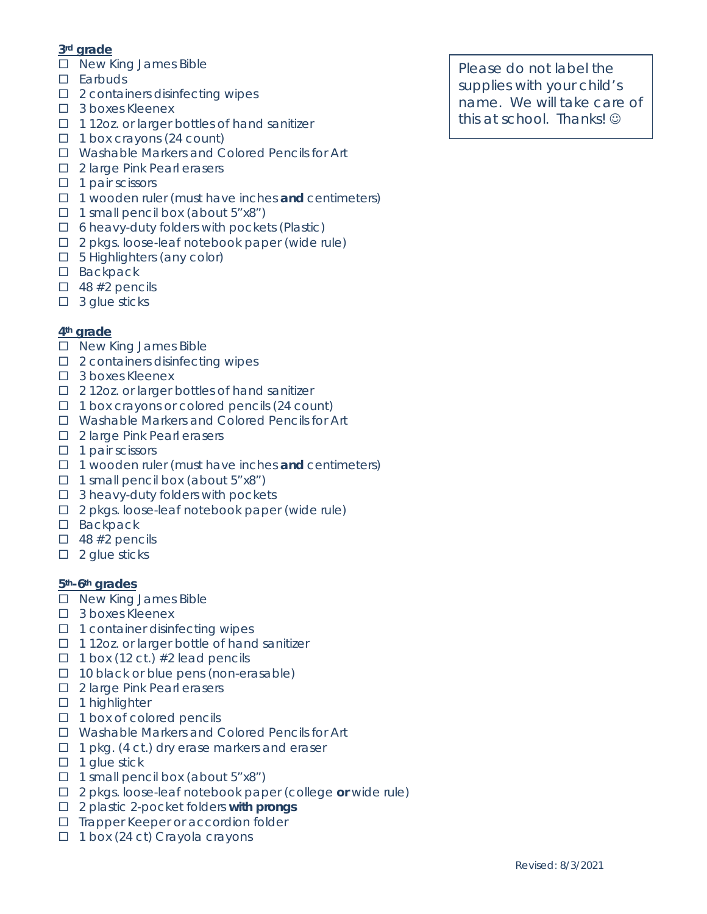### 3rd grade

- ☐ New King James Bible
- ☐ Earbuds
- ☐ 2 containers disinfecting wipes
- ☐ 3 boxes Kleenex
- ☐ 1 12oz. or larger bottles of hand sanitizer
- ☐ 1 box crayons (24 count)
- ☐ Washable Markers and Colored Pencils for Art
- ☐ 2 large Pink Pearl erasers
- ☐ 1 pair scissors
- ☐ 1 wooden ruler (must have inches **and** centimeters)
- ☐ 1 small pencil box (about 5"x8")
- ☐ 6 heavy-duty folders with pockets (Plastic)
- ☐ 2 pkgs. loose-leaf notebook paper (wide rule)
- ☐ 5 Highlighters (any color)
- ☐ Backpack
- ☐ 48 #2 pencils
- ☐ 3 glue sticks

*Please do not label the supplies with your child's name. We will take care of this at school. Thanks!* ☺

### 4th grade

- ☐ New King James Bible
- ☐ 2 containers disinfecting wipes
- ☐ 3 boxes Kleenex
- ☐ 2 12oz. or larger bottles of hand sanitizer
- ☐ 1 box crayons or colored pencils (24 count)
- ☐ Washable Markers and Colored Pencils for Art
- ☐ 2 large Pink Pearl erasers
- ☐ 1 pair scissors
- ☐ 1 wooden ruler (must have inches **and** centimeters)
- ☐ 1 small pencil box (about 5"x8")
- ☐ 3 heavy-duty folders with pockets
- ☐ 2 pkgs. loose-leaf notebook paper (wide rule)
- ☐ Backpack
- ☐ 48 #2 pencils
- ☐ 2 glue sticks

### 5th-6th grades

- ☐ New King James Bible
- ☐ 3 boxes Kleenex
- ☐ 1 container disinfecting wipes
- ☐ 1 12oz. or larger bottle of hand sanitizer
- ☐ 1 box (12 ct.) #2 lead pencils
- ☐ 10 black or blue pens (non-erasable)
- ☐ 2 large Pink Pearl erasers
- ☐ 1 highlighter
- ☐ 1 box of colored pencils
- ☐ Washable Markers and Colored Pencils for Art
- ☐ 1 pkg. (4 ct.) dry erase markers and eraser
- ☐ 1 glue stick
- ☐ 1 small pencil box (about 5"x8")
- ☐ 2 pkgs. loose-leaf notebook paper (college **or** wide rule)
- ☐ 2 plastic 2-pocket folders **with prongs**
- ☐ Trapper Keeper or accordion folder
- ☐ 1 box (24 ct) Crayola crayons

Revised: 8/3/2021